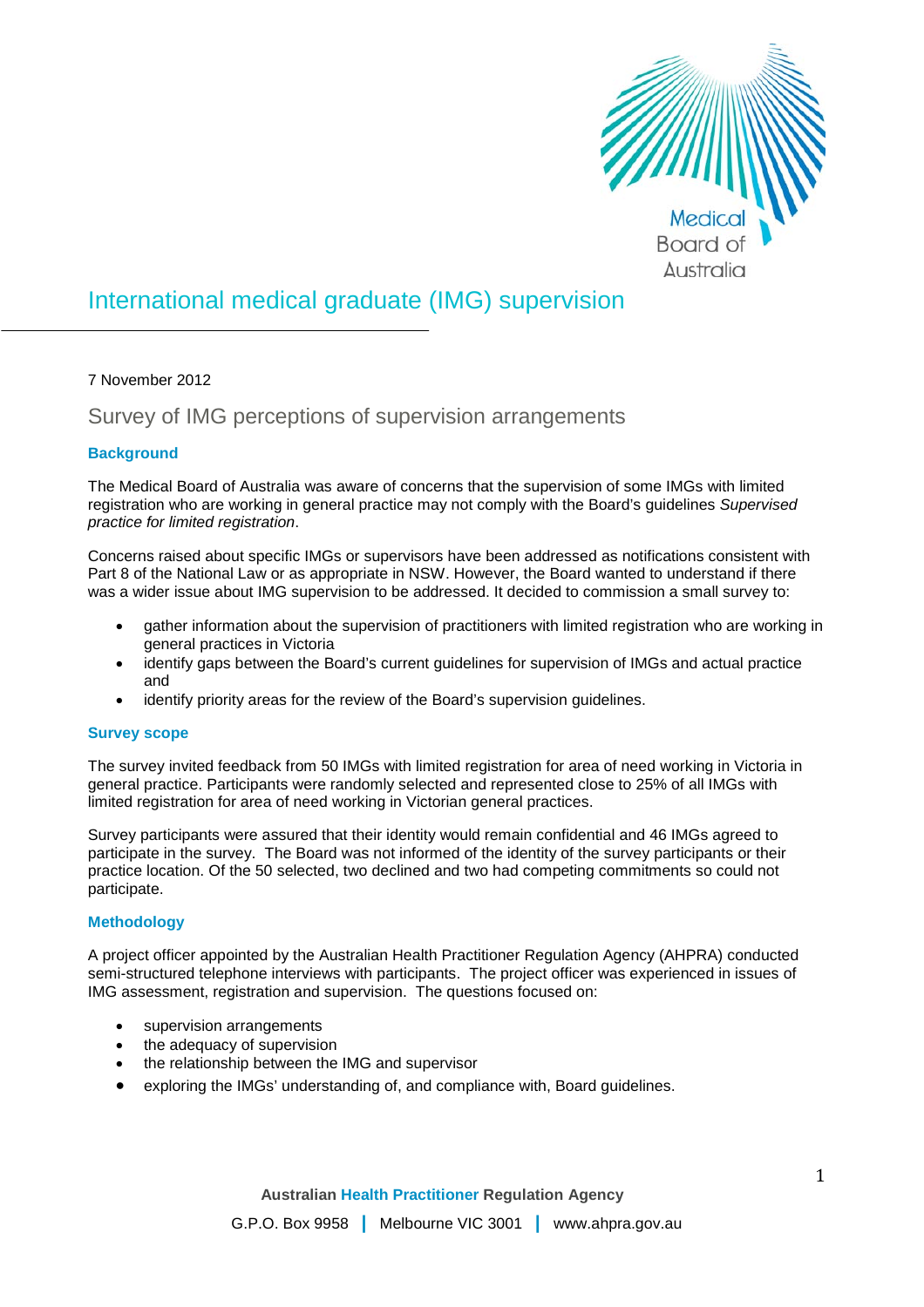# International medical graduate (IMG) supervision

7 November 2012

## Survey of IMG perceptions of supervision arrangements

### Background

The Medical Board of Australia was aware of concerns that the supervision of some IMGs with limited registration who are working in general practice may not comply with the Board's guidelines *Supervised practice for limited registration*.

Concerns raised about specific IMGs or supervisors have been addressed as notifications consistent with Part 8 of the National Law or as appropriate in NSW. However, the Board wanted to understand if there was a wider issue about IMG supervision to be addressed. It decided to commission a small survey to:

- gather information about the supervision of practitioners with limited registration who are working in general practices in Victoria
- identify gaps between the Board's current guidelines for supervision of IMGs and actual practice and
- identify priority areas for the review of the Board's supervision guidelines.

### Survey scope

The survey invited feedback from 50 IMGs with limited registration for area of need working in Victoria in general practice. Participants were randomly selected and represented close to 25% of all IMGs with limited registration for area of need working in Victorian general practices.

Survey participants were assured that their identity would remain confidential and 46 IMGs agreed to participate in the survey. The Board was not informed of the identity of the survey participants or their practice location. Of the 50 selected, two declined and two had competing commitments so could not participate.

### Methodology

A project officer appointed by the Australian Health Practitioner Regulation Agency (AHPRA) conducted semi-structured telephone interviews with participants. The project officer was experienced in issues of IMG assessment, registration and supervision. The questions focused on:

- supervision arrangements
- the adequacy of supervision
- the relationship between the IMG and supervisor
- exploring the IMGs' understanding of, and compliance with, Board guidelines.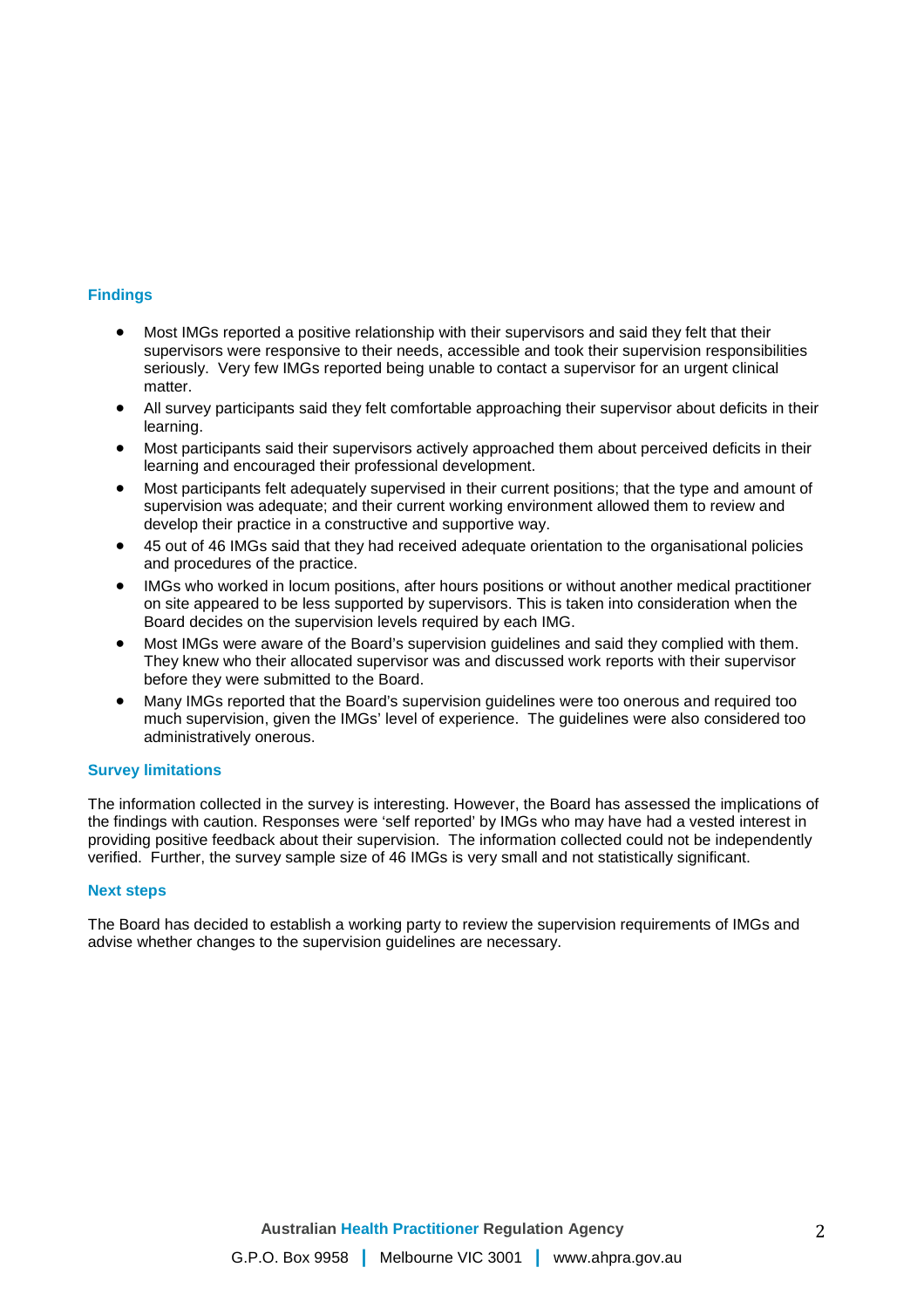## Findings

- Most IMGs reported a positive relationship with their supervisors and said they felt that their supervisors were responsive to their needs, accessible and took their supervision responsibilities seriously. Very few IMGs reported being unable to contact a supervisor for an urgent clinical matter.
- All survey participants said they felt comfortable approaching their supervisor about deficits in their learning.
- Most participants said their supervisors actively approached them about perceived deficits in their learning and encouraged their professional development.
- Most participants felt adequately supervised in their current positions; that the type and amount of supervision was adequate; and their current working environment allowed them to review and develop their practice in a constructive and supportive way.
- 45 out of 46 IMGs said that they had received adequate orientation to the organisational policies and procedures of the practice.
- IMGs who worked in locum positions, after hours positions or without another medical practitioner on site appeared to be less supported by supervisors. This is taken into consideration when the Board decides on the supervision levels required by each IMG.
- Most IMGs were aware of the Board's supervision guidelines and said they complied with them. They knew who their allocated supervisor was and discussed work reports with their supervisor before they were submitted to the Board.
- Many IMGs reported that the Board's supervision guidelines were too onerous and required too much supervision, given the IMGs' level of experience. The guidelines were also considered too administratively onerous.

## Survey limitations

The information collected in the survey is interesting. However, the Board has assessed the implications of the findings with caution. Responses were 'self reported' by IMGs who may have had a vested interest in providing positive feedback about their supervision. The information collected could not be independently verified. Further, the survey sample size of 46 IMGs is very small and not statistically significant.

## Next steps

The Board has decided to establish a working party to review the supervision requirements of IMGs and advise whether changes to the supervision guidelines are necessary.